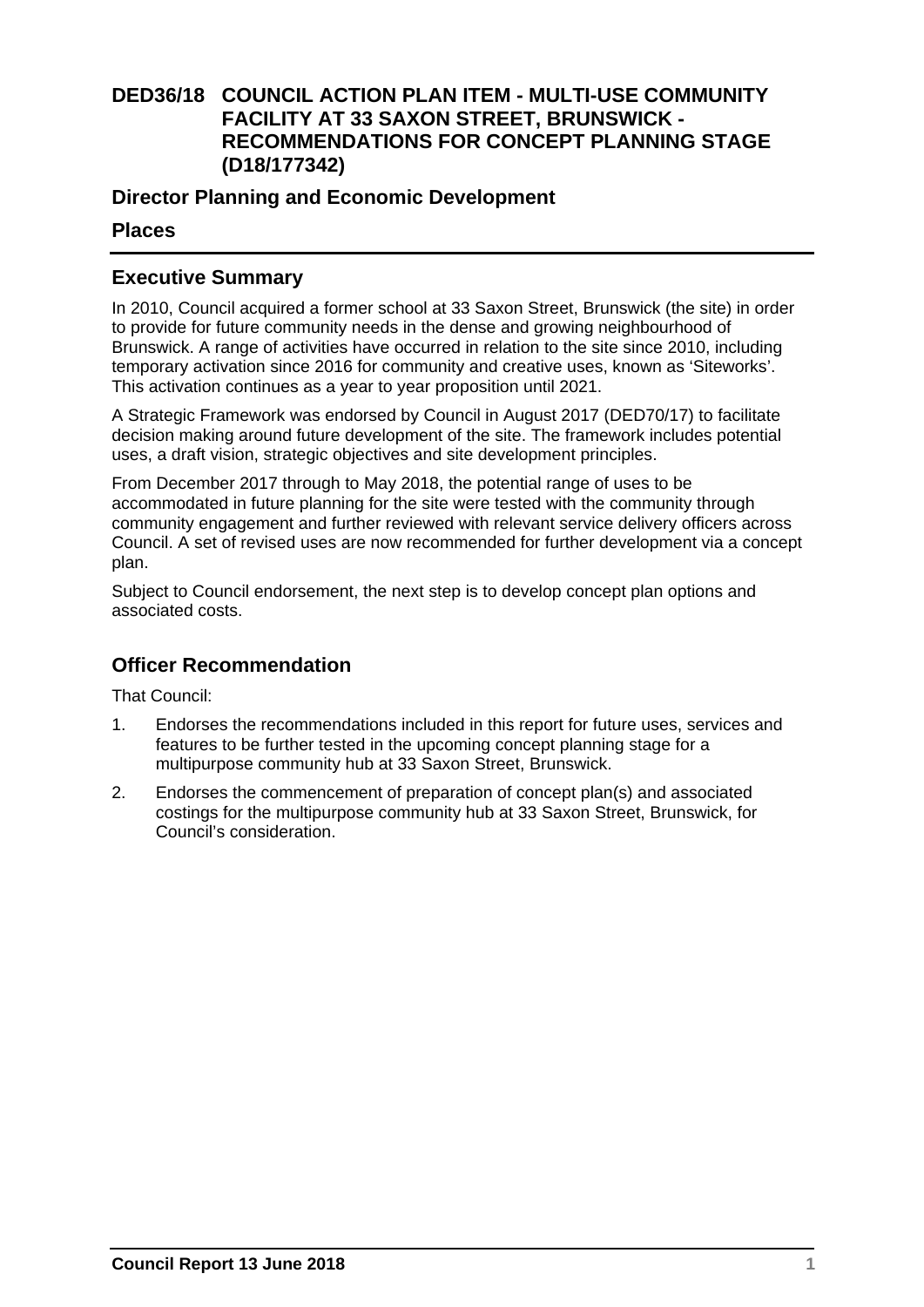# DED36/18 COUNCIL ACTION PLAN ITEM - MULTI-USE COMMUNITY FACILITY AT 33 SAXON STREET, BRUNSWICK - RECOMMENDATIONS FOR CONCEPT PLANNING STAGE (D18/177342)

## Director Planning and Economic Development

## Places

## Executive Summary

In 2010, Council acquired a former school at 33 Saxon Street, Brunswick (the site) in order to provide for future community needs in the dense and growing neighbourhood of Brunswick. A range of activities have occurred in relation to the site since 2010, including temporary activation since 2016 for community and creative uses, known as 'Siteworks'. This activation continues as a year to year proposition until 2021.

A Strategic Framework was endorsed by Council in August 2017 (DED70/17) to facilitate decision making around future development of the site. The framework includes potential uses, a draft vision, strategic objectives and site development principles.

From December 2017 through to May 2018, the potential range of uses to be accommodated in future planning for the site were tested with the community through community engagement and further reviewed with relevant service delivery officers across Council. A set of revised uses are now recommended for further development via a concept plan.

Subject to Council endorsement, the next step is to develop concept plan options and associated costs.

## Officer Recommendation

That Council:

1. Endorses the recommendations included in this report for future uses, services and features to be further tested in the upcoming concept planning stage for a multipurpose community hub at 33 Saxon Street, Brunswick.
2. Endorses the commencement of preparation of concept plan(s) and associated costings for the multipurpose community hub at 33 Saxon Street, Brunswick, for Council's consideration.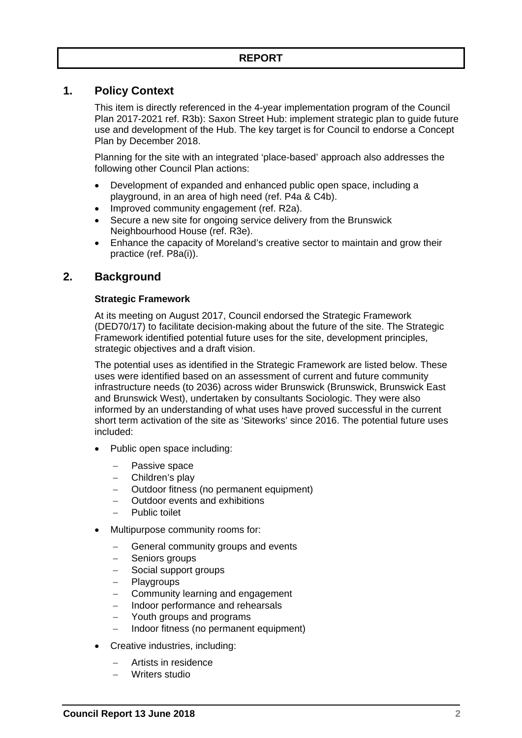**REPORT**

## 1. Policy Context

This item is directly referenced in the 4-year implementation program of the Council Plan 2017-2021 ref. R3b): Saxon Street Hub: implement strategic plan to guide future use and development of the Hub. The key target is for Council to endorse a Concept Plan by December 2018.

Planning for the site with an integrated 'place-based' approach also addresses the following other Council Plan actions:

- Development of expanded and enhanced public open space, including a playground, in an area of high need (ref. P4a & C4b).
- Improved community engagement (ref. R2a).
- Secure a new site for ongoing service delivery from the Brunswick Neighbourhood House (ref. R3e).
- Enhance the capacity of Moreland's creative sector to maintain and grow their practice (ref. P8a(i)).

## 2. Background

### Strategic Framework

At its meeting on August 2017, Council endorsed the Strategic Framework (DED70/17) to facilitate decision-making about the future of the site. The Strategic Framework identified potential future uses for the site, development principles, strategic objectives and a draft vision.

The potential uses as identified in the Strategic Framework are listed below. These uses were identified based on an assessment of current and future community infrastructure needs (to 2036) across wider Brunswick (Brunswick, Brunswick East and Brunswick West), undertaken by consultants Sociologic. They were also informed by an understanding of what uses have proved successful in the current short term activation of the site as 'Siteworks' since 2016. The potential future uses included:

- Public open space including:
  - Passive space
  - Children's play
  - Outdoor fitness (no permanent equipment)
  - Outdoor events and exhibitions
  - Public toilet
- Multipurpose community rooms for:
  - General community groups and events
  - Seniors groups
  - Social support groups
  - Playgroups
  - Community learning and engagement
  - Indoor performance and rehearsals
  - Youth groups and programs
  - Indoor fitness (no permanent equipment)
- Creative industries, including:
  - Artists in residence
  - Writers studio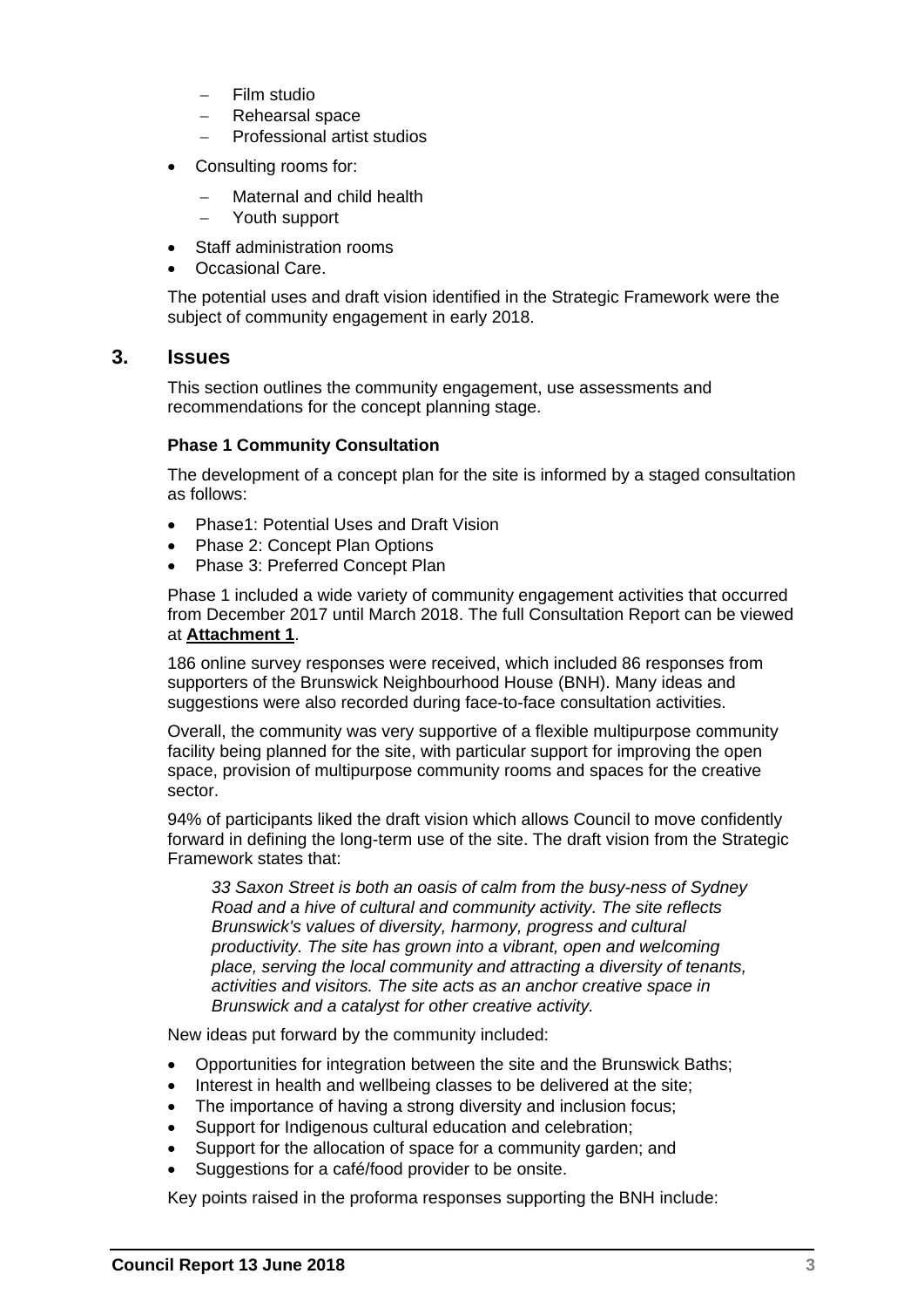- Film studio
  - Rehearsal space
  - Professional artist studios
- Consulting rooms for:
  - Maternal and child health
  - Youth support
- Staff administration rooms
- Occasional Care.

The potential uses and draft vision identified in the Strategic Framework were the subject of community engagement in early 2018.

## 3. Issues

This section outlines the community engagement, use assessments and recommendations for the concept planning stage.

**Phase 1 Community Consultation**

The development of a concept plan for the site is informed by a staged consultation as follows:

- Phase1: Potential Uses and Draft Vision
- Phase 2: Concept Plan Options
- Phase 3: Preferred Concept Plan

Phase 1 included a wide variety of community engagement activities that occurred from December 2017 until March 2018. The full Consultation Report can be viewed at **Attachment 1**.

186 online survey responses were received, which included 86 responses from supporters of the Brunswick Neighbourhood House (BNH). Many ideas and suggestions were also recorded during face-to-face consultation activities.

Overall, the community was very supportive of a flexible multipurpose community facility being planned for the site, with particular support for improving the open space, provision of multipurpose community rooms and spaces for the creative sector.

94% of participants liked the draft vision which allows Council to move confidently forward in defining the long-term use of the site. The draft vision from the Strategic Framework states that:

> *33 Saxon Street is both an oasis of calm from the busy-ness of Sydney Road and a hive of cultural and community activity. The site reflects Brunswick's values of diversity, harmony, progress and cultural productivity. The site has grown into a vibrant, open and welcoming place, serving the local community and attracting a diversity of tenants, activities and visitors. The site acts as an anchor creative space in Brunswick and a catalyst for other creative activity.*

New ideas put forward by the community included:

- Opportunities for integration between the site and the Brunswick Baths;
- Interest in health and wellbeing classes to be delivered at the site;
- The importance of having a strong diversity and inclusion focus;
- Support for Indigenous cultural education and celebration;
- Support for the allocation of space for a community garden; and
- Suggestions for a café/food provider to be onsite.

Key points raised in the proforma responses supporting the BNH include: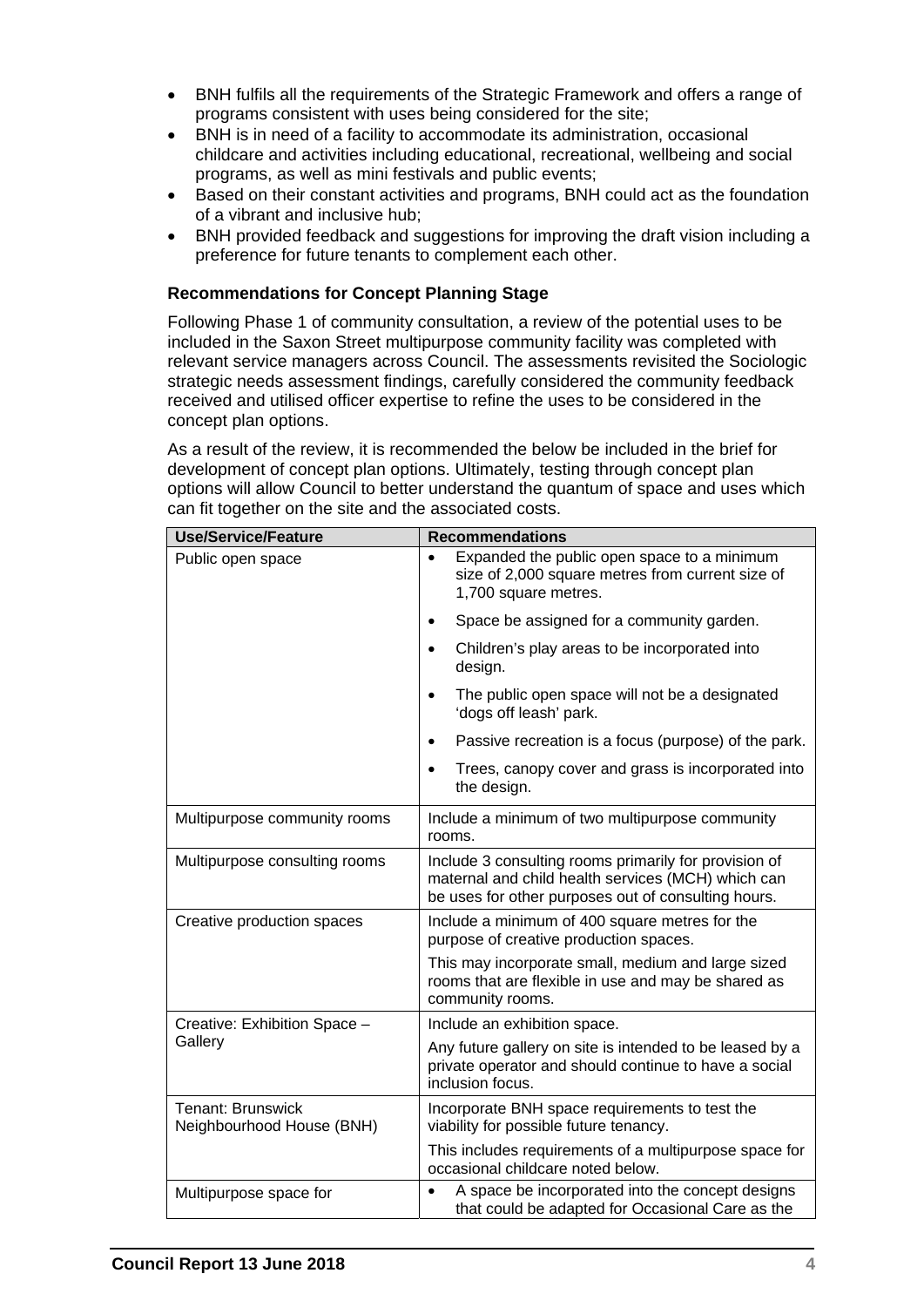- BNH fulfils all the requirements of the Strategic Framework and offers a range of programs consistent with uses being considered for the site;
- BNH is in need of a facility to accommodate its administration, occasional childcare and activities including educational, recreational, wellbeing and social programs, as well as mini festivals and public events;
- Based on their constant activities and programs, BNH could act as the foundation of a vibrant and inclusive hub;
- BNH provided feedback and suggestions for improving the draft vision including a preference for future tenants to complement each other.

**Recommendations for Concept Planning Stage**

Following Phase 1 of community consultation, a review of the potential uses to be included in the Saxon Street multipurpose community facility was completed with relevant service managers across Council. The assessments revisited the Sociologic strategic needs assessment findings, carefully considered the community feedback received and utilised officer expertise to refine the uses to be considered in the concept plan options.

As a result of the review, it is recommended the below be included in the brief for development of concept plan options. Ultimately, testing through concept plan options will allow Council to better understand the quantum of space and uses which can fit together on the site and the associated costs.

| Use/Service/Feature | Recommendations |
| --- | --- |
| Public open space | • Expanded the public open space to a minimum size of 2,000 square metres from current size of 1,700 square metres.<br>• Space be assigned for a community garden.<br>• Children's play areas to be incorporated into design.<br>• The public open space will not be a designated 'dogs off leash' park.<br>• Passive recreation is a focus (purpose) of the park.<br>• Trees, canopy cover and grass is incorporated into the design. |
| Multipurpose community rooms | Include a minimum of two multipurpose community rooms. |
| Multipurpose consulting rooms | Include 3 consulting rooms primarily for provision of maternal and child health services (MCH) which can be uses for other purposes out of consulting hours. |
| Creative production spaces | Include a minimum of 400 square metres for the purpose of creative production spaces.<br>This may incorporate small, medium and large sized rooms that are flexible in use and may be shared as community rooms. |
| Creative: Exhibition Space – Gallery | Include an exhibition space.<br>Any future gallery on site is intended to be leased by a private operator and should continue to have a social inclusion focus. |
| Tenant: Brunswick Neighbourhood House (BNH) | Incorporate BNH space requirements to test the viability for possible future tenancy.<br>This includes requirements of a multipurpose space for occasional childcare noted below. |
| Multipurpose space for | • A space be incorporated into the concept designs that could be adapted for Occasional Care as the |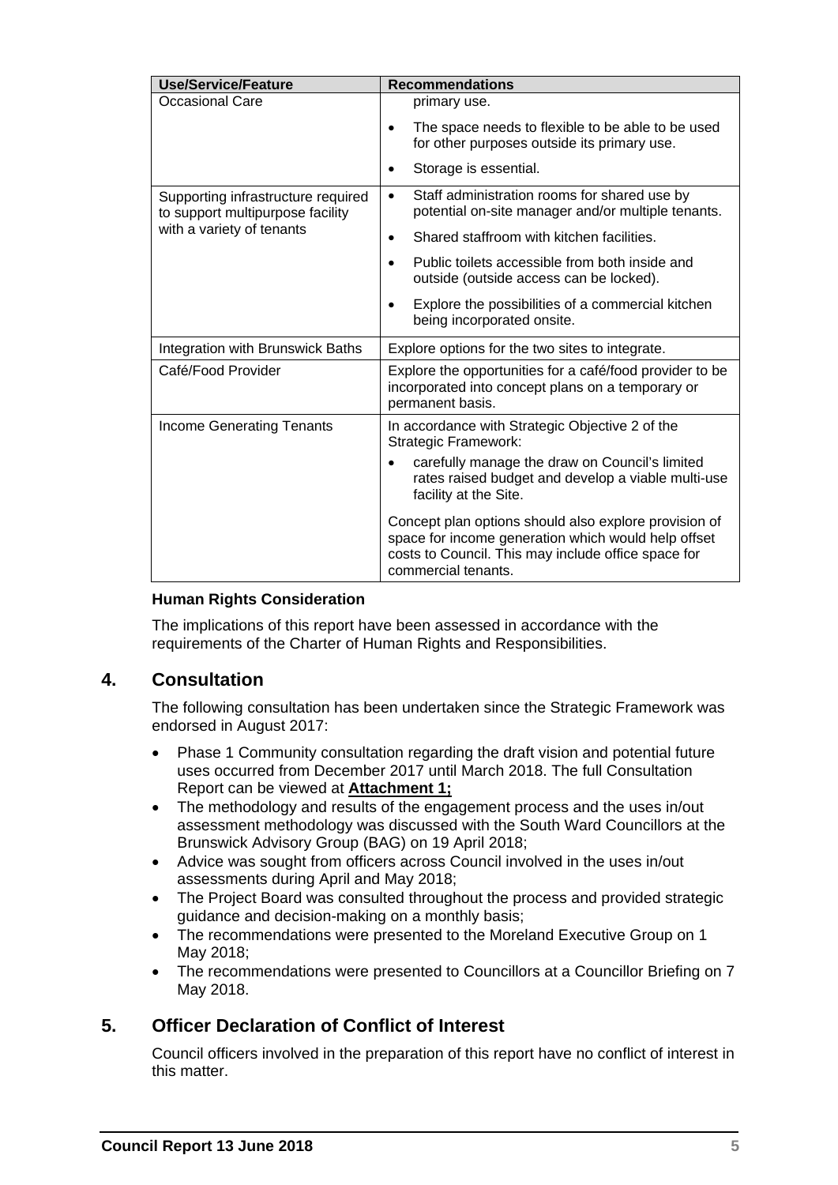| Use/Service/Feature | Recommendations |
|---|---|
| Occasional Care | primary use.<br>• The space needs to flexible to be able to be used for other purposes outside its primary use.<br>• Storage is essential. |
| Supporting infrastructure required to support multipurpose facility with a variety of tenants | • Staff administration rooms for shared use by potential on-site manager and/or multiple tenants.<br>• Shared staffroom with kitchen facilities.<br>• Public toilets accessible from both inside and outside (outside access can be locked).<br>• Explore the possibilities of a commercial kitchen being incorporated onsite. |
| Integration with Brunswick Baths | Explore options for the two sites to integrate. |
| Café/Food Provider | Explore the opportunities for a café/food provider to be incorporated into concept plans on a temporary or permanent basis. |
| Income Generating Tenants | In accordance with Strategic Objective 2 of the Strategic Framework:<br>• carefully manage the draw on Council's limited rates raised budget and develop a viable multi-use facility at the Site.<br>Concept plan options should also explore provision of space for income generation which would help offset costs to Council. This may include office space for commercial tenants. |

**Human Rights Consideration**

The implications of this report have been assessed in accordance with the requirements of the Charter of Human Rights and Responsibilities.

## 4. Consultation

The following consultation has been undertaken since the Strategic Framework was endorsed in August 2017:

- Phase 1 Community consultation regarding the draft vision and potential future uses occurred from December 2017 until March 2018. The full Consultation Report can be viewed at **Attachment 1;**
- The methodology and results of the engagement process and the uses in/out assessment methodology was discussed with the South Ward Councillors at the Brunswick Advisory Group (BAG) on 19 April 2018;
- Advice was sought from officers across Council involved in the uses in/out assessments during April and May 2018;
- The Project Board was consulted throughout the process and provided strategic guidance and decision-making on a monthly basis;
- The recommendations were presented to the Moreland Executive Group on 1 May 2018;
- The recommendations were presented to Councillors at a Councillor Briefing on 7 May 2018.

## 5. Officer Declaration of Conflict of Interest

Council officers involved in the preparation of this report have no conflict of interest in this matter.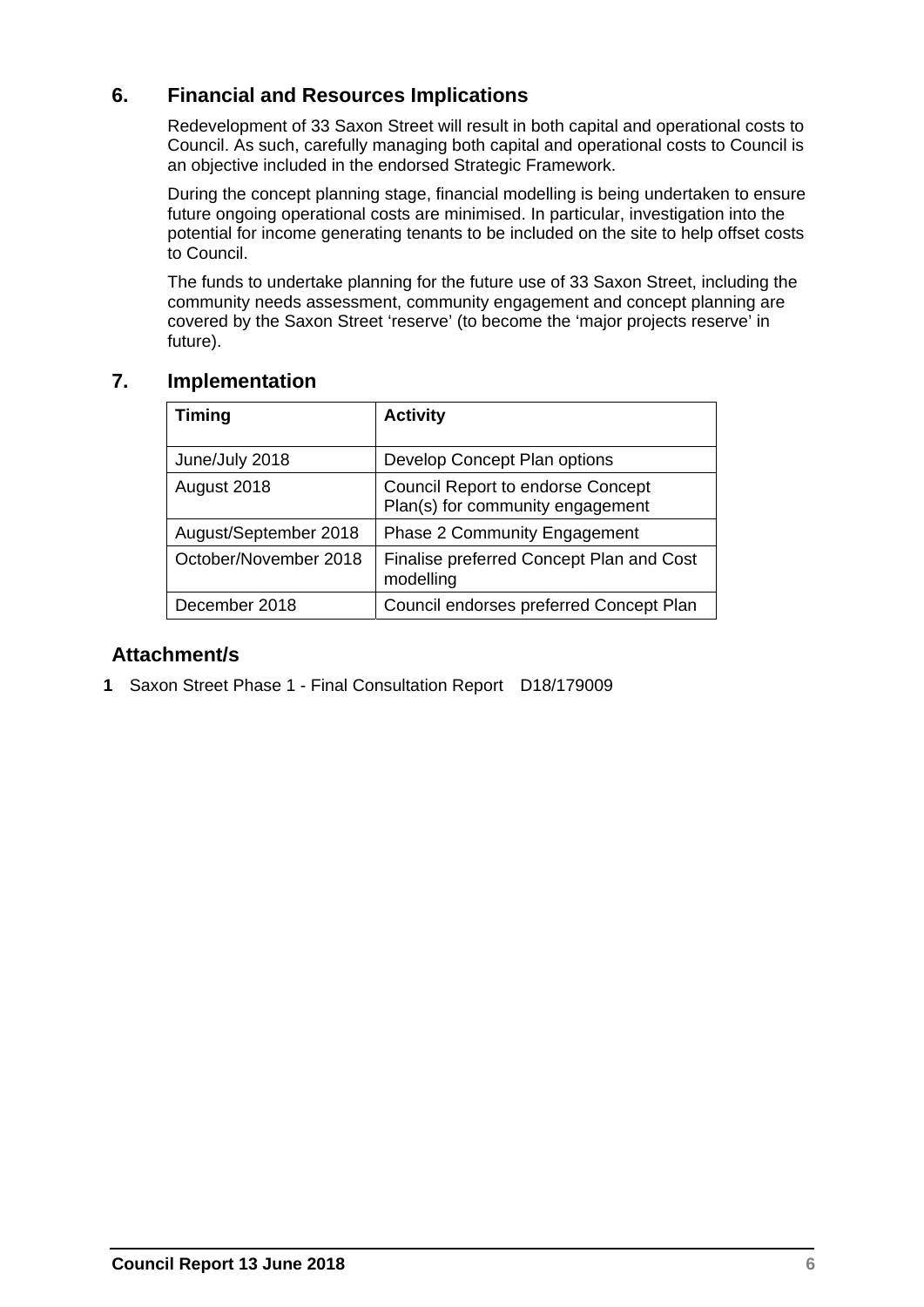## 6. Financial and Resources Implications

Redevelopment of 33 Saxon Street will result in both capital and operational costs to Council. As such, carefully managing both capital and operational costs to Council is an objective included in the endorsed Strategic Framework.

During the concept planning stage, financial modelling is being undertaken to ensure future ongoing operational costs are minimised. In particular, investigation into the potential for income generating tenants to be included on the site to help offset costs to Council.

The funds to undertake planning for the future use of 33 Saxon Street, including the community needs assessment, community engagement and concept planning are covered by the Saxon Street 'reserve' (to become the 'major projects reserve' in future).

## 7. Implementation

| Timing | Activity |
|---|---|
| June/July 2018 | Develop Concept Plan options |
| August 2018 | Council Report to endorse Concept Plan(s) for community engagement |
| August/September 2018 | Phase 2 Community Engagement |
| October/November 2018 | Finalise preferred Concept Plan and Cost modelling |
| December 2018 | Council endorses preferred Concept Plan |

## Attachment/s

**1** Saxon Street Phase 1 - Final Consultation Report D18/179009